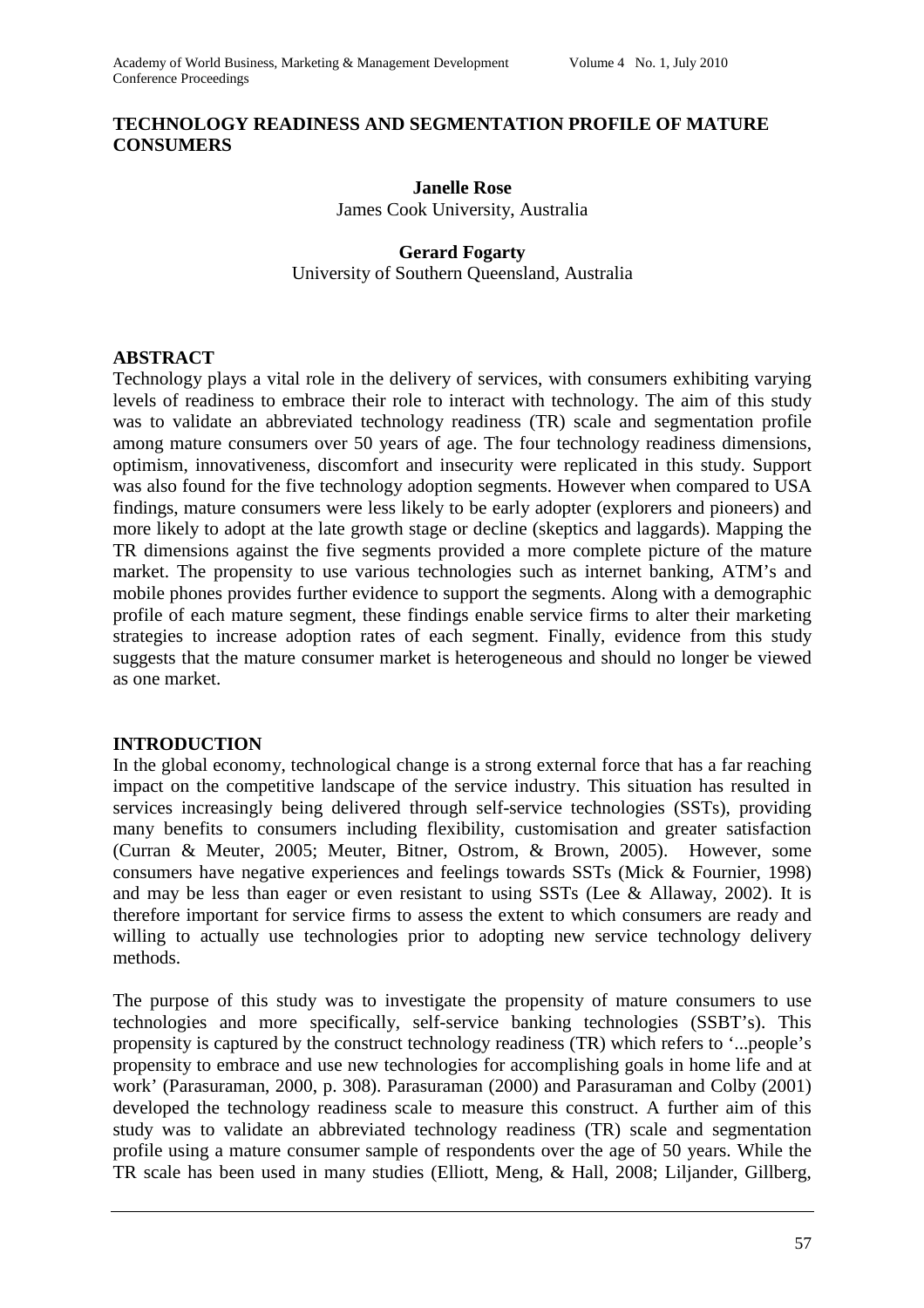# TECHNOLOGY READINESS AND SEGMENTATION PROFILE OF MATURE CONSUMERS

**Janelle Rose**
James Cook University, Australia

**Gerard Fogarty**
University of Southern Queensland, Australia

## ABSTRACT

Technology plays a vital role in the delivery of services, with consumers exhibiting varying levels of readiness to embrace their role to interact with technology. The aim of this study was to validate an abbreviated technology readiness (TR) scale and segmentation profile among mature consumers over 50 years of age. The four technology readiness dimensions, optimism, innovativeness, discomfort and insecurity were replicated in this study. Support was also found for the five technology adoption segments. However when compared to USA findings, mature consumers were less likely to be early adopter (explorers and pioneers) and more likely to adopt at the late growth stage or decline (skeptics and laggards). Mapping the TR dimensions against the five segments provided a more complete picture of the mature market. The propensity to use various technologies such as internet banking, ATM's and mobile phones provides further evidence to support the segments. Along with a demographic profile of each mature segment, these findings enable service firms to alter their marketing strategies to increase adoption rates of each segment. Finally, evidence from this study suggests that the mature consumer market is heterogeneous and should no longer be viewed as one market.

## INTRODUCTION

In the global economy, technological change is a strong external force that has a far reaching impact on the competitive landscape of the service industry. This situation has resulted in services increasingly being delivered through self-service technologies (SSTs), providing many benefits to consumers including flexibility, customisation and greater satisfaction (Curran & Meuter, 2005; Meuter, Bitner, Ostrom, & Brown, 2005). However, some consumers have negative experiences and feelings towards SSTs (Mick & Fournier, 1998) and may be less than eager or even resistant to using SSTs (Lee & Allaway, 2002). It is therefore important for service firms to assess the extent to which consumers are ready and willing to actually use technologies prior to adopting new service technology delivery methods.

The purpose of this study was to investigate the propensity of mature consumers to use technologies and more specifically, self-service banking technologies (SSBT's). This propensity is captured by the construct technology readiness (TR) which refers to '...people's propensity to embrace and use new technologies for accomplishing goals in home life and at work' (Parasuraman, 2000, p. 308). Parasuraman (2000) and Parasuraman and Colby (2001) developed the technology readiness scale to measure this construct. A further aim of this study was to validate an abbreviated technology readiness (TR) scale and segmentation profile using a mature consumer sample of respondents over the age of 50 years. While the TR scale has been used in many studies (Elliott, Meng, & Hall, 2008; Liljander, Gillberg,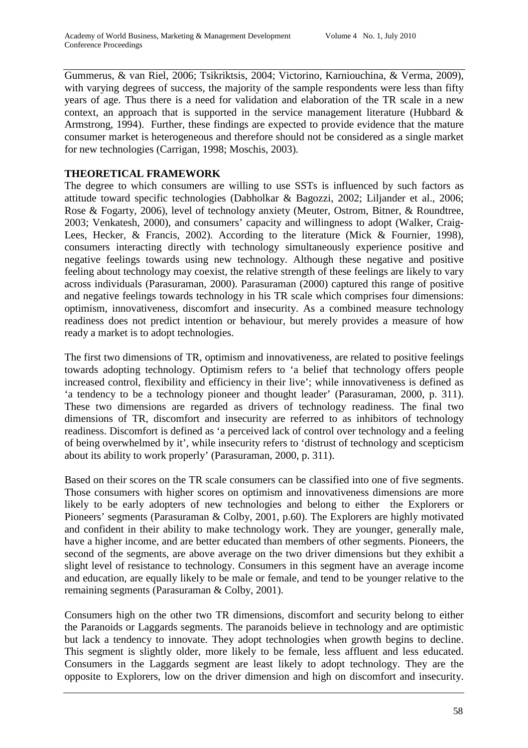Gummerus, & van Riel, 2006; Tsikriktsis, 2004; Victorino, Karniouchina, & Verma, 2009), with varying degrees of success, the majority of the sample respondents were less than fifty years of age. Thus there is a need for validation and elaboration of the TR scale in a new context, an approach that is supported in the service management literature (Hubbard & Armstrong, 1994). Further, these findings are expected to provide evidence that the mature consumer market is heterogeneous and therefore should not be considered as a single market for new technologies (Carrigan, 1998; Moschis, 2003).

## THEORETICAL FRAMEWORK

The degree to which consumers are willing to use SSTs is influenced by such factors as attitude toward specific technologies (Dabholkar & Bagozzi, 2002; Liljander et al., 2006; Rose & Fogarty, 2006), level of technology anxiety (Meuter, Ostrom, Bitner, & Roundtree, 2003; Venkatesh, 2000), and consumers' capacity and willingness to adopt (Walker, Craig-Lees, Hecker, & Francis, 2002). According to the literature (Mick & Fournier, 1998), consumers interacting directly with technology simultaneously experience positive and negative feelings towards using new technology. Although these negative and positive feeling about technology may coexist, the relative strength of these feelings are likely to vary across individuals (Parasuraman, 2000). Parasuraman (2000) captured this range of positive and negative feelings towards technology in his TR scale which comprises four dimensions: optimism, innovativeness, discomfort and insecurity. As a combined measure technology readiness does not predict intention or behaviour, but merely provides a measure of how ready a market is to adopt technologies.

The first two dimensions of TR, optimism and innovativeness, are related to positive feelings towards adopting technology. Optimism refers to 'a belief that technology offers people increased control, flexibility and efficiency in their live'; while innovativeness is defined as 'a tendency to be a technology pioneer and thought leader' (Parasuraman, 2000, p. 311). These two dimensions are regarded as drivers of technology readiness. The final two dimensions of TR, discomfort and insecurity are referred to as inhibitors of technology readiness. Discomfort is defined as 'a perceived lack of control over technology and a feeling of being overwhelmed by it', while insecurity refers to 'distrust of technology and scepticism about its ability to work properly' (Parasuraman, 2000, p. 311).

Based on their scores on the TR scale consumers can be classified into one of five segments. Those consumers with higher scores on optimism and innovativeness dimensions are more likely to be early adopters of new technologies and belong to either the Explorers or Pioneers' segments (Parasuraman & Colby, 2001, p.60). The Explorers are highly motivated and confident in their ability to make technology work. They are younger, generally male, have a higher income, and are better educated than members of other segments. Pioneers, the second of the segments, are above average on the two driver dimensions but they exhibit a slight level of resistance to technology. Consumers in this segment have an average income and education, are equally likely to be male or female, and tend to be younger relative to the remaining segments (Parasuraman & Colby, 2001).

Consumers high on the other two TR dimensions, discomfort and security belong to either the Paranoids or Laggards segments. The paranoids believe in technology and are optimistic but lack a tendency to innovate. They adopt technologies when growth begins to decline. This segment is slightly older, more likely to be female, less affluent and less educated. Consumers in the Laggards segment are least likely to adopt technology. They are the opposite to Explorers, low on the driver dimension and high on discomfort and insecurity.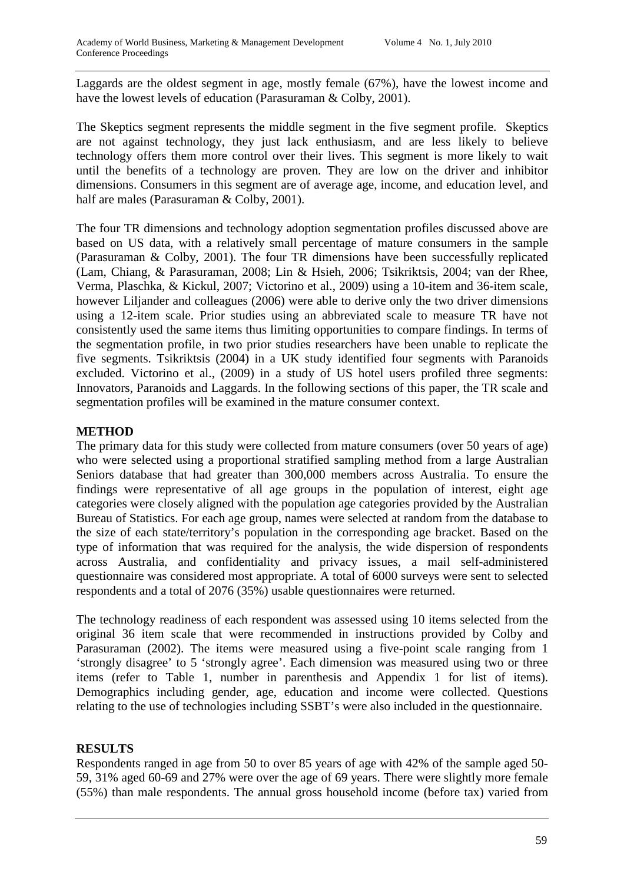Laggards are the oldest segment in age, mostly female (67%), have the lowest income and have the lowest levels of education (Parasuraman & Colby, 2001).

The Skeptics segment represents the middle segment in the five segment profile. Skeptics are not against technology, they just lack enthusiasm, and are less likely to believe technology offers them more control over their lives. This segment is more likely to wait until the benefits of a technology are proven. They are low on the driver and inhibitor dimensions. Consumers in this segment are of average age, income, and education level, and half are males (Parasuraman & Colby, 2001).

The four TR dimensions and technology adoption segmentation profiles discussed above are based on US data, with a relatively small percentage of mature consumers in the sample (Parasuraman & Colby, 2001). The four TR dimensions have been successfully replicated (Lam, Chiang, & Parasuraman, 2008; Lin & Hsieh, 2006; Tsikriktsis, 2004; van der Rhee, Verma, Plaschka, & Kickul, 2007; Victorino et al., 2009) using a 10-item and 36-item scale, however Liljander and colleagues (2006) were able to derive only the two driver dimensions using a 12-item scale. Prior studies using an abbreviated scale to measure TR have not consistently used the same items thus limiting opportunities to compare findings. In terms of the segmentation profile, in two prior studies researchers have been unable to replicate the five segments. Tsikriktsis (2004) in a UK study identified four segments with Paranoids excluded. Victorino et al., (2009) in a study of US hotel users profiled three segments: Innovators, Paranoids and Laggards. In the following sections of this paper, the TR scale and segmentation profiles will be examined in the mature consumer context.

## METHOD

The primary data for this study were collected from mature consumers (over 50 years of age) who were selected using a proportional stratified sampling method from a large Australian Seniors database that had greater than 300,000 members across Australia. To ensure the findings were representative of all age groups in the population of interest, eight age categories were closely aligned with the population age categories provided by the Australian Bureau of Statistics. For each age group, names were selected at random from the database to the size of each state/territory's population in the corresponding age bracket. Based on the type of information that was required for the analysis, the wide dispersion of respondents across Australia, and confidentiality and privacy issues, a mail self-administered questionnaire was considered most appropriate. A total of 6000 surveys were sent to selected respondents and a total of 2076 (35%) usable questionnaires were returned.

The technology readiness of each respondent was assessed using 10 items selected from the original 36 item scale that were recommended in instructions provided by Colby and Parasuraman (2002). The items were measured using a five-point scale ranging from 1 'strongly disagree' to 5 'strongly agree'. Each dimension was measured using two or three items (refer to Table 1, number in parenthesis and Appendix 1 for list of items). Demographics including gender, age, education and income were collected. Questions relating to the use of technologies including SSBT's were also included in the questionnaire.

## RESULTS

Respondents ranged in age from 50 to over 85 years of age with 42% of the sample aged 50-59, 31% aged 60-69 and 27% were over the age of 69 years. There were slightly more female (55%) than male respondents. The annual gross household income (before tax) varied from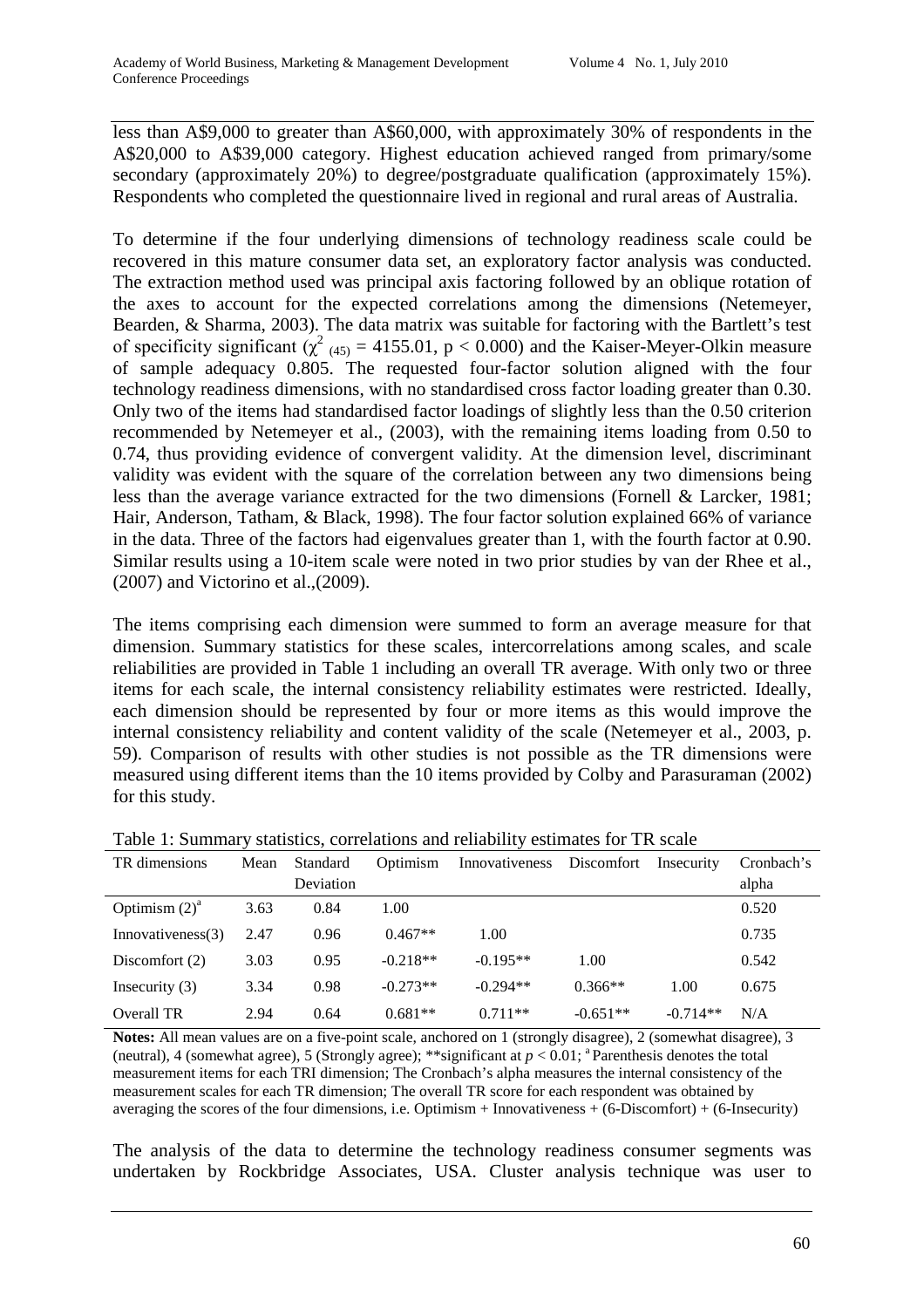less than A$9,000 to greater than A$60,000, with approximately 30% of respondents in the A$20,000 to A$39,000 category. Highest education achieved ranged from primary/some secondary (approximately 20%) to degree/postgraduate qualification (approximately 15%). Respondents who completed the questionnaire lived in regional and rural areas of Australia.

To determine if the four underlying dimensions of technology readiness scale could be recovered in this mature consumer data set, an exploratory factor analysis was conducted. The extraction method used was principal axis factoring followed by an oblique rotation of the axes to account for the expected correlations among the dimensions (Netemeyer, Bearden, & Sharma, 2003). The data matrix was suitable for factoring with the Bartlett's test of specificity significant ($\chi^2_{(45)} = 4155.01$, $p < 0.000$) and the Kaiser-Meyer-Olkin measure of sample adequacy 0.805. The requested four-factor solution aligned with the four technology readiness dimensions, with no standardised cross factor loading greater than 0.30. Only two of the items had standardised factor loadings of slightly less than the 0.50 criterion recommended by Netemeyer et al., (2003), with the remaining items loading from 0.50 to 0.74, thus providing evidence of convergent validity. At the dimension level, discriminant validity was evident with the square of the correlation between any two dimensions being less than the average variance extracted for the two dimensions (Fornell & Larcker, 1981; Hair, Anderson, Tatham, & Black, 1998). The four factor solution explained 66% of variance in the data. Three of the factors had eigenvalues greater than 1, with the fourth factor at 0.90. Similar results using a 10-item scale were noted in two prior studies by van der Rhee et al., (2007) and Victorino et al.,(2009).

The items comprising each dimension were summed to form an average measure for that dimension. Summary statistics for these scales, intercorrelations among scales, and scale reliabilities are provided in Table 1 including an overall TR average. With only two or three items for each scale, the internal consistency reliability estimates were restricted. Ideally, each dimension should be represented by four or more items as this would improve the internal consistency reliability and content validity of the scale (Netemeyer et al., 2003, p. 59). Comparison of results with other studies is not possible as the TR dimensions were measured using different items than the 10 items provided by Colby and Parasuraman (2002) for this study.

Table 1: Summary statistics, correlations and reliability estimates for TR scale

| TR dimensions | Mean | Standard Deviation | Optimism | Innovativeness | Discomfort | Insecurity | Cronbach's alpha |
|---|---|---|---|---|---|---|---|
| Optimism (2)[a] | 3.63 | 0.84 | 1.00 | | | | 0.520 |
| Innovativeness(3) | 2.47 | 0.96 | 0.467** | 1.00 | | | 0.735 |
| Discomfort (2) | 3.03 | 0.95 | -0.218** | -0.195** | 1.00 | | 0.542 |
| Insecurity (3) | 3.34 | 0.98 | -0.273** | -0.294** | 0.366** | 1.00 | 0.675 |
| Overall TR | 2.94 | 0.64 | 0.681** | 0.711** | -0.651** | -0.714** | N/A |

**Notes:** All mean values are on a five-point scale, anchored on 1 (strongly disagree), 2 (somewhat disagree), 3 (neutral), 4 (somewhat agree), 5 (Strongly agree); **significant at $p < 0.01$; [a] Parenthesis denotes the total measurement items for each TRI dimension; The Cronbach's alpha measures the internal consistency of the measurement scales for each TR dimension; The overall TR score for each respondent was obtained by averaging the scores of the four dimensions, i.e. Optimism + Innovativeness + (6-Discomfort) + (6-Insecurity)

The analysis of the data to determine the technology readiness consumer segments was undertaken by Rockbridge Associates, USA. Cluster analysis technique was user to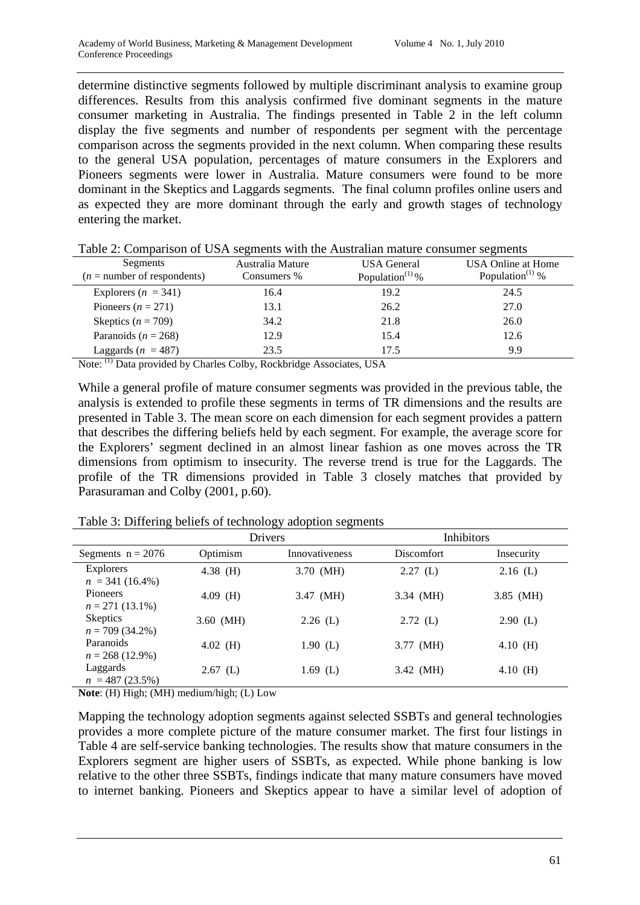determine distinctive segments followed by multiple discriminant analysis to examine group differences. Results from this analysis confirmed five dominant segments in the mature consumer marketing in Australia. The findings presented in Table 2 in the left column display the five segments and number of respondents per segment with the percentage comparison across the segments provided in the next column. When comparing these results to the general USA population, percentages of mature consumers in the Explorers and Pioneers segments were lower in Australia. Mature consumers were found to be more dominant in the Skeptics and Laggards segments. The final column profiles online users and as expected they are more dominant through the early and growth stages of technology entering the market.

Table 2: Comparison of USA segments with the Australian mature consumer segments

| Segments ($n$ = number of respondents) | Australia Mature Consumers % | USA General Population[1] % | USA Online at Home Population[1] % |
|---|---|---|---|
| Explorers ($n$ = 341) | 16.4 | 19.2 | 24.5 |
| Pioneers ($n$ = 271) | 13.1 | 26.2 | 27.0 |
| Skeptics ($n$ = 709) | 34.2 | 21.8 | 26.0 |
| Paranoids ($n$ = 268) | 12.9 | 15.4 | 12.6 |
| Laggards ($n$ = 487) | 23.5 | 17.5 | 9.9 |

Note: [1] Data provided by Charles Colby, Rockbridge Associates, USA

While a general profile of mature consumer segments was provided in the previous table, the analysis is extended to profile these segments in terms of TR dimensions and the results are presented in Table 3. The mean score on each dimension for each segment provides a pattern that describes the differing beliefs held by each segment. For example, the average score for the Explorers' segment declined in an almost linear fashion as one moves across the TR dimensions from optimism to insecurity. The reverse trend is true for the Laggards. The profile of the TR dimensions provided in Table 3 closely matches that provided by Parasuraman and Colby (2001, p.60).

Table 3: Differing beliefs of technology adoption segments

| | Drivers | | Inhibitors | |
|---|---|---|---|---|
| Segments n = 2076 | Optimism | Innovativeness | Discomfort | Insecurity |
| Explorers $n$ = 341 (16.4%) | 4.38 (H) | 3.70 (MH) | 2.27 (L) | 2.16 (L) |
| Pioneers $n$ = 271 (13.1%) | 4.09 (H) | 3.47 (MH) | 3.34 (MH) | 3.85 (MH) |
| Skeptics $n$ = 709 (34.2%) | 3.60 (MH) | 2.26 (L) | 2.72 (L) | 2.90 (L) |
| Paranoids $n$ = 268 (12.9%) | 4.02 (H) | 1.90 (L) | 3.77 (MH) | 4.10 (H) |
| Laggards $n$ = 487 (23.5%) | 2.67 (L) | 1.69 (L) | 3.42 (MH) | 4.10 (H) |

**Note**: (H) High; (MH) medium/high; (L) Low

Mapping the technology adoption segments against selected SSBTs and general technologies provides a more complete picture of the mature consumer market. The first four listings in Table 4 are self-service banking technologies. The results show that mature consumers in the Explorers segment are higher users of SSBTs, as expected. While phone banking is low relative to the other three SSBTs, findings indicate that many mature consumers have moved to internet banking. Pioneers and Skeptics appear to have a similar level of adoption of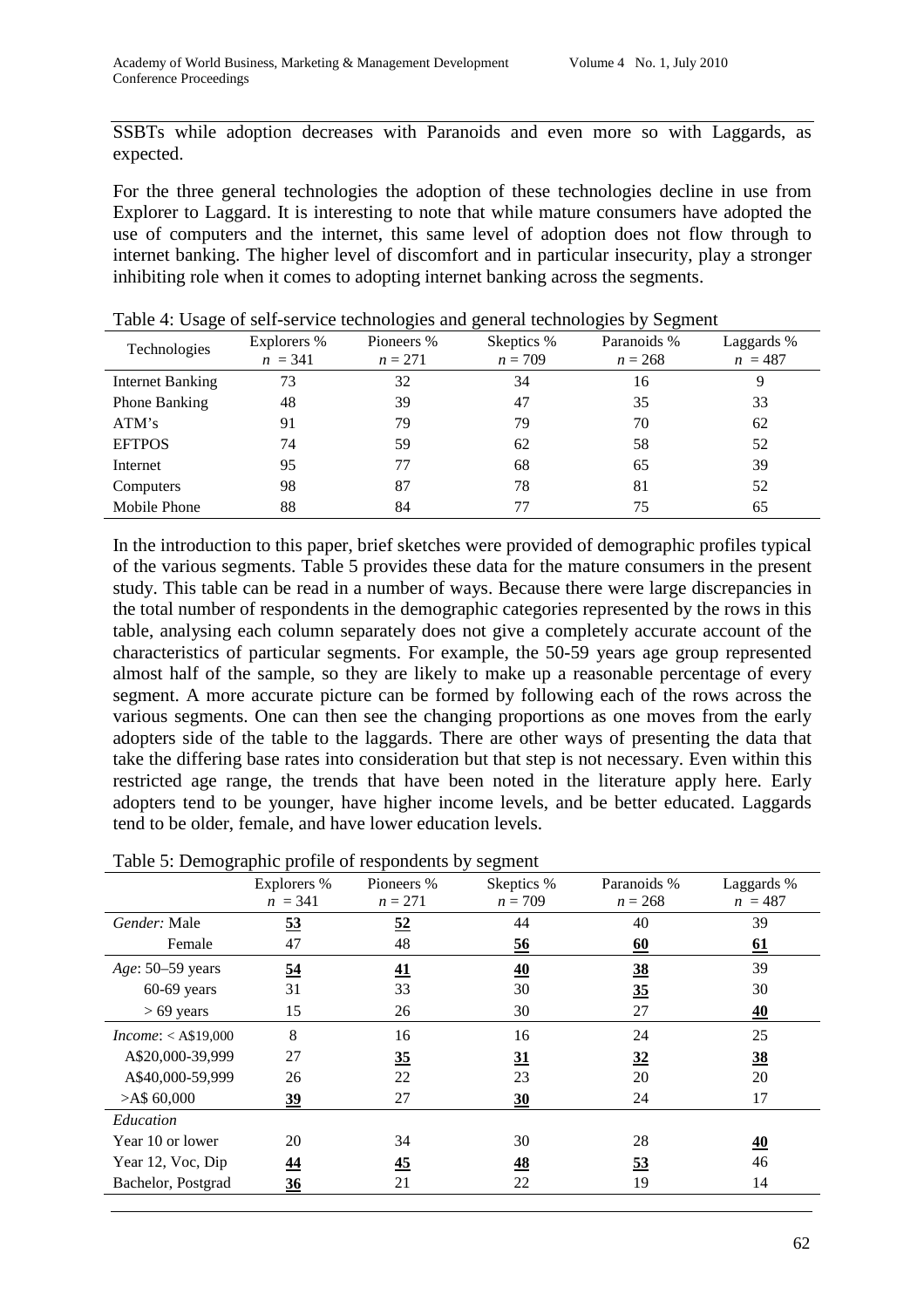SSBTs while adoption decreases with Paranoids and even more so with Laggards, as expected.

For the three general technologies the adoption of these technologies decline in use from Explorer to Laggard. It is interesting to note that while mature consumers have adopted the use of computers and the internet, this same level of adoption does not flow through to internet banking. The higher level of discomfort and in particular insecurity, play a stronger inhibiting role when it comes to adopting internet banking across the segments.

Table 4: Usage of self-service technologies and general technologies by Segment

| Technologies | Explorers % *n* = 341 | Pioneers % *n* = 271 | Skeptics % *n* = 709 | Paranoids % *n* = 268 | Laggards % *n* = 487 |
|---|---|---|---|---|---|
| Internet Banking | 73 | 32 | 34 | 16 | 9 |
| Phone Banking | 48 | 39 | 47 | 35 | 33 |
| ATM's | 91 | 79 | 79 | 70 | 62 |
| EFTPOS | 74 | 59 | 62 | 58 | 52 |
| Internet | 95 | 77 | 68 | 65 | 39 |
| Computers | 98 | 87 | 78 | 81 | 52 |
| Mobile Phone | 88 | 84 | 77 | 75 | 65 |

In the introduction to this paper, brief sketches were provided of demographic profiles typical of the various segments. Table 5 provides these data for the mature consumers in the present study. This table can be read in a number of ways. Because there were large discrepancies in the total number of respondents in the demographic categories represented by the rows in this table, analysing each column separately does not give a completely accurate account of the characteristics of particular segments. For example, the 50-59 years age group represented almost half of the sample, so they are likely to make up a reasonable percentage of every segment. A more accurate picture can be formed by following each of the rows across the various segments. One can then see the changing proportions as one moves from the early adopters side of the table to the laggards. There are other ways of presenting the data that take the differing base rates into consideration but that step is not necessary. Even within this restricted age range, the trends that have been noted in the literature apply here. Early adopters tend to be younger, have higher income levels, and be better educated. Laggards tend to be older, female, and have lower education levels.

Table 5: Demographic profile of respondents by segment

| | Explorers % *n* = 341 | Pioneers % *n* = 271 | Skeptics % *n* = 709 | Paranoids % *n* = 268 | Laggards % *n* = 487 |
|---|---|---|---|---|---|
| *Gender:* Male | **53** | **52** | 44 | 40 | 39 |
| Female | 47 | 48 | **56** | **60** | **61** |
| *Age*: 50–59 years | **54** | **41** | **40** | **38** | 39 |
| 60-69 years | 31 | 33 | 30 | **35** | 30 |
| > 69 years | 15 | 26 | 30 | 27 | **40** |
| *Income*: < A$19,000 | 8 | 16 | 16 | 24 | 25 |
| A$20,000-39,999 | 27 | **35** | **31** | **32** | **38** |
| A$40,000-59,999 | 26 | 22 | 23 | 20 | 20 |
| >A$ 60,000 | **39** | 27 | **30** | 24 | 17 |
| *Education* | | | | | |
| Year 10 or lower | 20 | 34 | 30 | 28 | **40** |
| Year 12, Voc, Dip | **44** | **45** | **48** | **53** | 46 |
| Bachelor, Postgrad | **36** | 21 | 22 | 19 | 14 |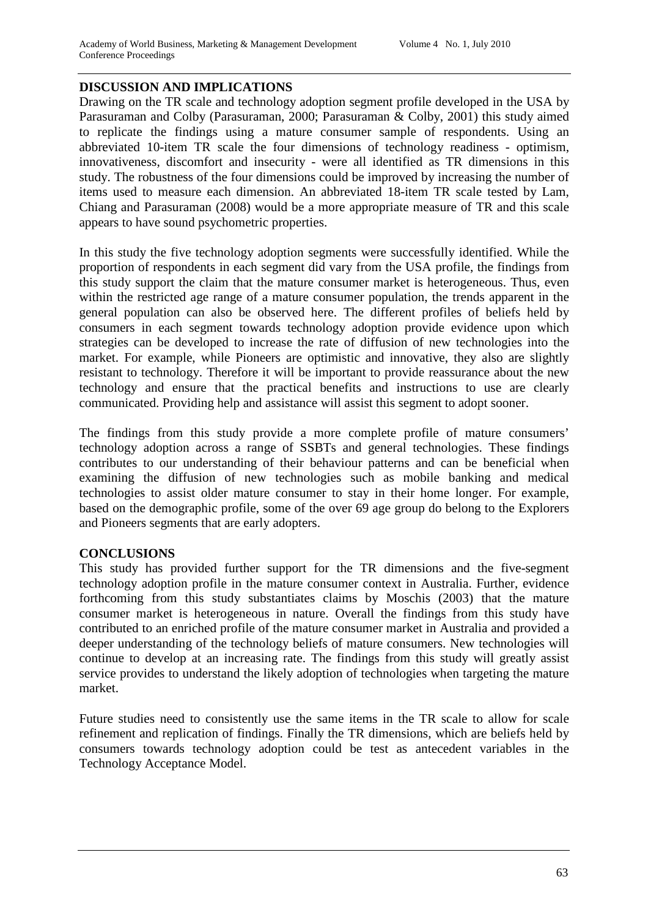## DISCUSSION AND IMPLICATIONS

Drawing on the TR scale and technology adoption segment profile developed in the USA by Parasuraman and Colby (Parasuraman, 2000; Parasuraman & Colby, 2001) this study aimed to replicate the findings using a mature consumer sample of respondents. Using an abbreviated 10-item TR scale the four dimensions of technology readiness - optimism, innovativeness, discomfort and insecurity - were all identified as TR dimensions in this study. The robustness of the four dimensions could be improved by increasing the number of items used to measure each dimension. An abbreviated 18-item TR scale tested by Lam, Chiang and Parasuraman (2008) would be a more appropriate measure of TR and this scale appears to have sound psychometric properties.

In this study the five technology adoption segments were successfully identified. While the proportion of respondents in each segment did vary from the USA profile, the findings from this study support the claim that the mature consumer market is heterogeneous. Thus, even within the restricted age range of a mature consumer population, the trends apparent in the general population can also be observed here. The different profiles of beliefs held by consumers in each segment towards technology adoption provide evidence upon which strategies can be developed to increase the rate of diffusion of new technologies into the market. For example, while Pioneers are optimistic and innovative, they also are slightly resistant to technology. Therefore it will be important to provide reassurance about the new technology and ensure that the practical benefits and instructions to use are clearly communicated. Providing help and assistance will assist this segment to adopt sooner.

The findings from this study provide a more complete profile of mature consumers' technology adoption across a range of SSBTs and general technologies. These findings contributes to our understanding of their behaviour patterns and can be beneficial when examining the diffusion of new technologies such as mobile banking and medical technologies to assist older mature consumer to stay in their home longer. For example, based on the demographic profile, some of the over 69 age group do belong to the Explorers and Pioneers segments that are early adopters.

## CONCLUSIONS

This study has provided further support for the TR dimensions and the five-segment technology adoption profile in the mature consumer context in Australia. Further, evidence forthcoming from this study substantiates claims by Moschis (2003) that the mature consumer market is heterogeneous in nature. Overall the findings from this study have contributed to an enriched profile of the mature consumer market in Australia and provided a deeper understanding of the technology beliefs of mature consumers. New technologies will continue to develop at an increasing rate. The findings from this study will greatly assist service provides to understand the likely adoption of technologies when targeting the mature market.

Future studies need to consistently use the same items in the TR scale to allow for scale refinement and replication of findings. Finally the TR dimensions, which are beliefs held by consumers towards technology adoption could be test as antecedent variables in the Technology Acceptance Model.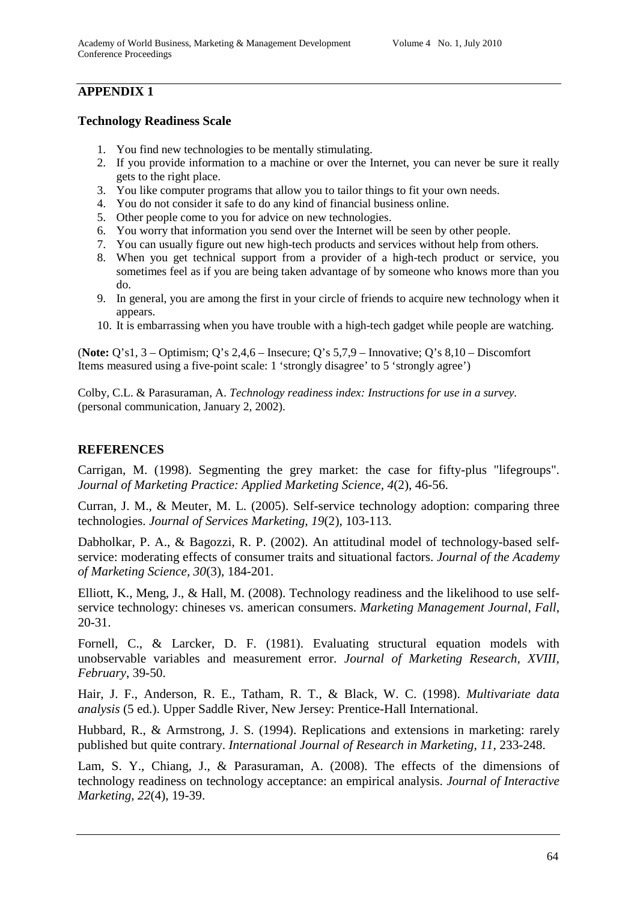## APPENDIX 1

### Technology Readiness Scale

1. You find new technologies to be mentally stimulating.
2. If you provide information to a machine or over the Internet, you can never be sure it really gets to the right place.
3. You like computer programs that allow you to tailor things to fit your own needs.
4. You do not consider it safe to do any kind of financial business online.
5. Other people come to you for advice on new technologies.
6. You worry that information you send over the Internet will be seen by other people.
7. You can usually figure out new high-tech products and services without help from others.
8. When you get technical support from a provider of a high-tech product or service, you sometimes feel as if you are being taken advantage of by someone who knows more than you do.
9. In general, you are among the first in your circle of friends to acquire new technology when it appears.
10. It is embarrassing when you have trouble with a high-tech gadget while people are watching.

(**Note:** Q's1, 3 – Optimism; Q's 2,4,6 – Insecure; Q's 5,7,9 – Innovative; Q's 8,10 – Discomfort
Items measured using a five-point scale: 1 'strongly disagree' to 5 'strongly agree')

Colby, C.L. & Parasuraman, A. *Technology readiness index: Instructions for use in a survey.* (personal communication, January 2, 2002).

## REFERENCES

Carrigan, M. (1998). Segmenting the grey market: the case for fifty-plus "lifegroups". *Journal of Marketing Practice: Applied Marketing Science, 4*(2), 46-56.

Curran, J. M., & Meuter, M. L. (2005). Self-service technology adoption: comparing three technologies. *Journal of Services Marketing, 19*(2), 103-113.

Dabholkar, P. A., & Bagozzi, R. P. (2002). An attitudinal model of technology-based self-service: moderating effects of consumer traits and situational factors. *Journal of the Academy of Marketing Science, 30*(3), 184-201.

Elliott, K., Meng, J., & Hall, M. (2008). Technology readiness and the likelihood to use self-service technology: chineses vs. american consumers. *Marketing Management Journal, Fall*, 20-31.

Fornell, C., & Larcker, D. F. (1981). Evaluating structural equation models with unobservable variables and measurement error. *Journal of Marketing Research, XVIII, February*, 39-50.

Hair, J. F., Anderson, R. E., Tatham, R. T., & Black, W. C. (1998). *Multivariate data analysis* (5 ed.). Upper Saddle River, New Jersey: Prentice-Hall International.

Hubbard, R., & Armstrong, J. S. (1994). Replications and extensions in marketing: rarely published but quite contrary. *International Journal of Research in Marketing, 11*, 233-248.

Lam, S. Y., Chiang, J., & Parasuraman, A. (2008). The effects of the dimensions of technology readiness on technology acceptance: an empirical analysis. *Journal of Interactive Marketing, 22*(4), 19-39.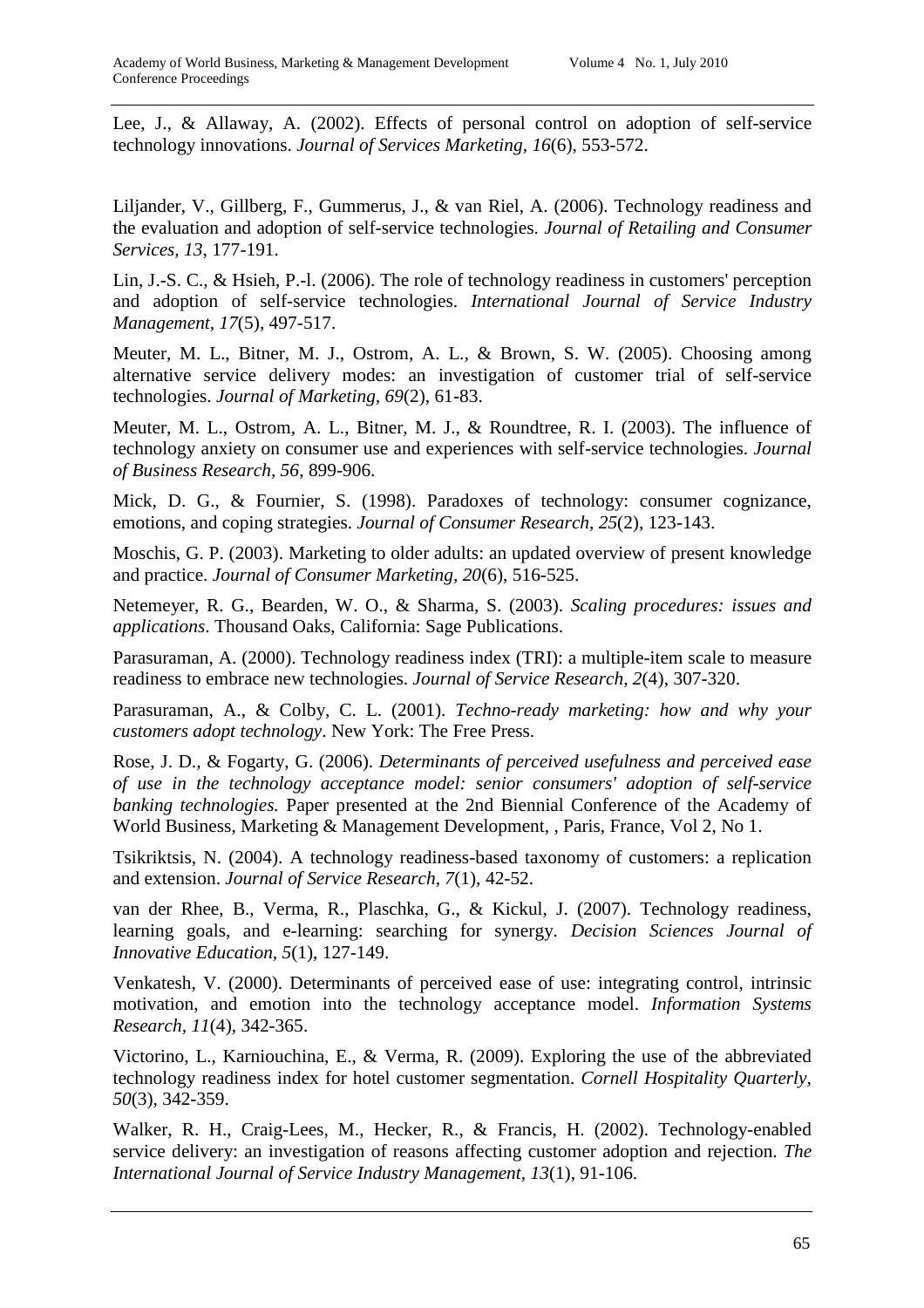Lee, J., & Allaway, A. (2002). Effects of personal control on adoption of self-service technology innovations. *Journal of Services Marketing, 16*(6), 553-572.

Liljander, V., Gillberg, F., Gummerus, J., & van Riel, A. (2006). Technology readiness and the evaluation and adoption of self-service technologies. *Journal of Retailing and Consumer Services, 13*, 177-191.

Lin, J.-S. C., & Hsieh, P.-l. (2006). The role of technology readiness in customers' perception and adoption of self-service technologies. *International Journal of Service Industry Management, 17*(5), 497-517.

Meuter, M. L., Bitner, M. J., Ostrom, A. L., & Brown, S. W. (2005). Choosing among alternative service delivery modes: an investigation of customer trial of self-service technologies. *Journal of Marketing, 69*(2), 61-83.

Meuter, M. L., Ostrom, A. L., Bitner, M. J., & Roundtree, R. I. (2003). The influence of technology anxiety on consumer use and experiences with self-service technologies. *Journal of Business Research, 56*, 899-906.

Mick, D. G., & Fournier, S. (1998). Paradoxes of technology: consumer cognizance, emotions, and coping strategies. *Journal of Consumer Research, 25*(2), 123-143.

Moschis, G. P. (2003). Marketing to older adults: an updated overview of present knowledge and practice. *Journal of Consumer Marketing, 20*(6), 516-525.

Netemeyer, R. G., Bearden, W. O., & Sharma, S. (2003). *Scaling procedures: issues and applications*. Thousand Oaks, California: Sage Publications.

Parasuraman, A. (2000). Technology readiness index (TRI): a multiple-item scale to measure readiness to embrace new technologies. *Journal of Service Research, 2*(4), 307-320.

Parasuraman, A., & Colby, C. L. (2001). *Techno-ready marketing: how and why your customers adopt technology*. New York: The Free Press.

Rose, J. D., & Fogarty, G. (2006). *Determinants of perceived usefulness and perceived ease of use in the technology acceptance model: senior consumers' adoption of self-service banking technologies.* Paper presented at the 2nd Biennial Conference of the Academy of World Business, Marketing & Management Development, , Paris, France, Vol 2, No 1.

Tsikriktsis, N. (2004). A technology readiness-based taxonomy of customers: a replication and extension. *Journal of Service Research, 7*(1), 42-52.

van der Rhee, B., Verma, R., Plaschka, G., & Kickul, J. (2007). Technology readiness, learning goals, and e-learning: searching for synergy. *Decision Sciences Journal of Innovative Education, 5*(1), 127-149.

Venkatesh, V. (2000). Determinants of perceived ease of use: integrating control, intrinsic motivation, and emotion into the technology acceptance model. *Information Systems Research, 11*(4), 342-365.

Victorino, L., Karniouchina, E., & Verma, R. (2009). Exploring the use of the abbreviated technology readiness index for hotel customer segmentation. *Cornell Hospitality Quarterly, 50*(3), 342-359.

Walker, R. H., Craig-Lees, M., Hecker, R., & Francis, H. (2002). Technology-enabled service delivery: an investigation of reasons affecting customer adoption and rejection. *The International Journal of Service Industry Management, 13*(1), 91-106.